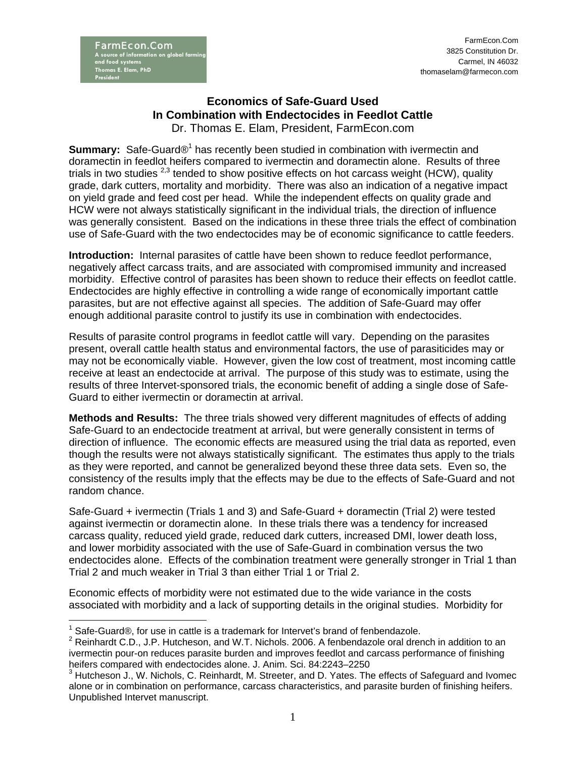FarmEcon.Com
A source of information on global farming and food systems
Thomas E. Elam, PhD
President

FarmEcon.Com
3825 Constitution Dr.
Carmel, IN 46032
thomaselam@farmecon.com

# Economics of Safe-Guard Used In Combination with Endectocides in Feedlot Cattle

Dr. Thomas E. Elam, President, FarmEcon.com

**Summary:** Safe-Guard®[1] has recently been studied in combination with ivermectin and doramectin in feedlot heifers compared to ivermectin and doramectin alone. Results of three trials in two studies [2,3] tended to show positive effects on hot carcass weight (HCW), quality grade, dark cutters, mortality and morbidity. There was also an indication of a negative impact on yield grade and feed cost per head. While the independent effects on quality grade and HCW were not always statistically significant in the individual trials, the direction of influence was generally consistent. Based on the indications in these three trials the effect of combination use of Safe-Guard with the two endectocides may be of economic significance to cattle feeders.

**Introduction:** Internal parasites of cattle have been shown to reduce feedlot performance, negatively affect carcass traits, and are associated with compromised immunity and increased morbidity. Effective control of parasites has been shown to reduce their effects on feedlot cattle. Endectocides are highly effective in controlling a wide range of economically important cattle parasites, but are not effective against all species. The addition of Safe-Guard may offer enough additional parasite control to justify its use in combination with endectocides.

Results of parasite control programs in feedlot cattle will vary. Depending on the parasites present, overall cattle health status and environmental factors, the use of parasiticides may or may not be economically viable. However, given the low cost of treatment, most incoming cattle receive at least an endectocide at arrival. The purpose of this study was to estimate, using the results of three Intervet-sponsored trials, the economic benefit of adding a single dose of Safe-Guard to either ivermectin or doramectin at arrival.

**Methods and Results:** The three trials showed very different magnitudes of effects of adding Safe-Guard to an endectocide treatment at arrival, but were generally consistent in terms of direction of influence. The economic effects are measured using the trial data as reported, even though the results were not always statistically significant. The estimates thus apply to the trials as they were reported, and cannot be generalized beyond these three data sets. Even so, the consistency of the results imply that the effects may be due to the effects of Safe-Guard and not random chance.

Safe-Guard + ivermectin (Trials 1 and 3) and Safe-Guard + doramectin (Trial 2) were tested against ivermectin or doramectin alone. In these trials there was a tendency for increased carcass quality, reduced yield grade, reduced dark cutters, increased DMI, lower death loss, and lower morbidity associated with the use of Safe-Guard in combination versus the two endectocides alone. Effects of the combination treatment were generally stronger in Trial 1 than Trial 2 and much weaker in Trial 3 than either Trial 1 or Trial 2.

Economic effects of morbidity were not estimated due to the wide variance in the costs associated with morbidity and a lack of supporting details in the original studies. Morbidity for

---

[1] Safe-Guard®, for use in cattle is a trademark for Intervet's brand of fenbendazole.

[2] Reinhardt C.D., J.P. Hutcheson, and W.T. Nichols. 2006. A fenbendazole oral drench in addition to an ivermectin pour-on reduces parasite burden and improves feedlot and carcass performance of finishing heifers compared with endectocides alone. J. Anim. Sci. 84:2243–2250

[3] Hutcheson J., W. Nichols, C. Reinhardt, M. Streeter, and D. Yates. The effects of Safeguard and Ivomec alone or in combination on performance, carcass characteristics, and parasite burden of finishing heifers. Unpublished Intervet manuscript.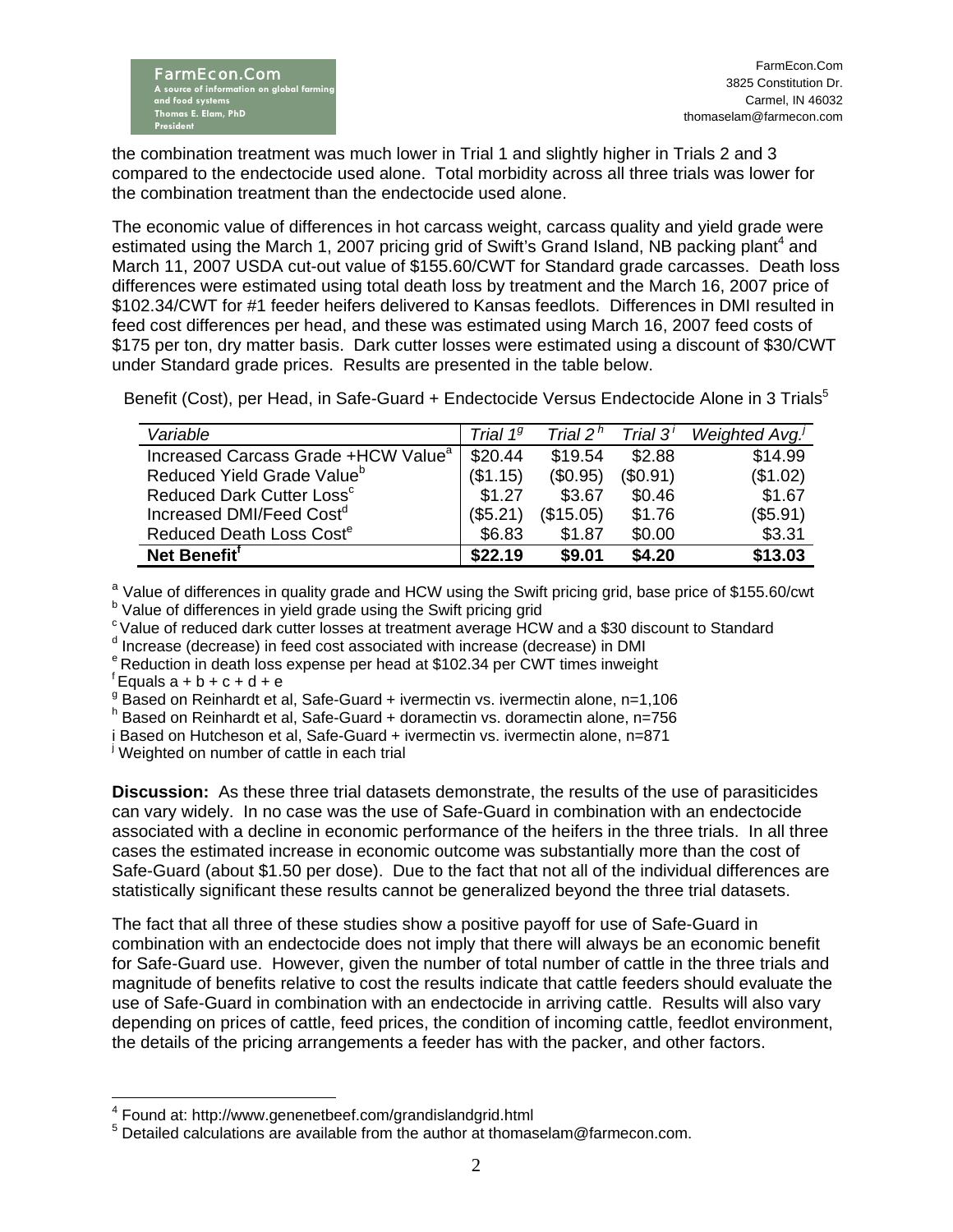the combination treatment was much lower in Trial 1 and slightly higher in Trials 2 and 3 compared to the endectocide used alone. Total morbidity across all three trials was lower for the combination treatment than the endectocide used alone.

The economic value of differences in hot carcass weight, carcass quality and yield grade were estimated using the March 1, 2007 pricing grid of Swift's Grand Island, NB packing plant[4] and March 11, 2007 USDA cut-out value of $155.60/CWT for Standard grade carcasses. Death loss differences were estimated using total death loss by treatment and the March 16, 2007 price of $102.34/CWT for #1 feeder heifers delivered to Kansas feedlots. Differences in DMI resulted in feed cost differences per head, and these was estimated using March 16, 2007 feed costs of $175 per ton, dry matter basis. Dark cutter losses were estimated using a discount of $30/CWT under Standard grade prices. Results are presented in the table below.

Benefit (Cost), per Head, in Safe-Guard + Endectocide Versus Endectocide Alone in 3 Trials[5]

| *Variable* | *Trial 1*[g] | *Trial 2*[h] | *Trial 3*[i] | *Weighted Avg.*[j] |
|---|---|---|---|---|
| Increased Carcass Grade +HCW Value[a] | $20.44 | $19.54 | $2.88 | $14.99 |
| Reduced Yield Grade Value[b] | ($1.15) | ($0.95) | ($0.91) | ($1.02) |
| Reduced Dark Cutter Loss[c] | $1.27 | $3.67 | $0.46 | $1.67 |
| Increased DMI/Feed Cost[d] | ($5.21) | ($15.05) | $1.76 | ($5.91) |
| Reduced Death Loss Cost[e] | $6.83 | $1.87 | $0.00 | $3.31 |
| **Net Benefit**[f] | **$22.19** | **$9.01** | **$4.20** | **$13.03** |

[a] Value of differences in quality grade and HCW using the Swift pricing grid, base price of $155.60/cwt
[b] Value of differences in yield grade using the Swift pricing grid
[c] Value of reduced dark cutter losses at treatment average HCW and a $30 discount to Standard
[d] Increase (decrease) in feed cost associated with increase (decrease) in DMI
[e] Reduction in death loss expense per head at $102.34 per CWT times inweight
[f] Equals a + b + c + d + e
[g] Based on Reinhardt et al, Safe-Guard + ivermectin vs. ivermectin alone, n=1,106
[h] Based on Reinhardt et al, Safe-Guard + doramectin vs. doramectin alone, n=756
i Based on Hutcheson et al, Safe-Guard + ivermectin vs. ivermectin alone, n=871
[j] Weighted on number of cattle in each trial

**Discussion:** As these three trial datasets demonstrate, the results of the use of parasiticides can vary widely. In no case was the use of Safe-Guard in combination with an endectocide associated with a decline in economic performance of the heifers in the three trials. In all three cases the estimated increase in economic outcome was substantially more than the cost of Safe-Guard (about $1.50 per dose). Due to the fact that not all of the individual differences are statistically significant these results cannot be generalized beyond the three trial datasets.

The fact that all three of these studies show a positive payoff for use of Safe-Guard in combination with an endectocide does not imply that there will always be an economic benefit for Safe-Guard use. However, given the number of total number of cattle in the three trials and magnitude of benefits relative to cost the results indicate that cattle feeders should evaluate the use of Safe-Guard in combination with an endectocide in arriving cattle. Results will also vary depending on prices of cattle, feed prices, the condition of incoming cattle, feedlot environment, the details of the pricing arrangements a feeder has with the packer, and other factors.

[4] Found at: http://www.genenetbeef.com/grandislandgrid.html
[5] Detailed calculations are available from the author at thomaselam@farmecon.com.